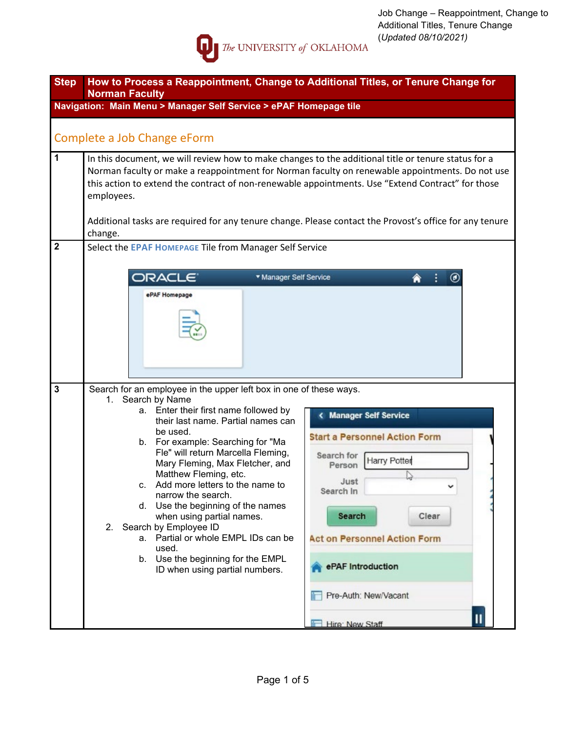Job Change – Reappointment, Change to Additional Titles, Tenure Change
(*Updated 08/10/2021*)

The UNIVERSITY of OKLAHOMA

| Step | How to Process a Reappointment, Change to Additional Titles, or Tenure Change for Norman Faculty |
|---|---|
| **Navigation: Main Menu > Manager Self Service > ePAF Homepage tile** | |

## Complete a Job Change eForm

| Step | Description |
|---|---|
| 1 | In this document, we will review how to make changes to the additional title or tenure status for a Norman faculty or make a reappointment for Norman faculty on renewable appointments. Do not use this action to extend the contract of non-renewable appointments. Use "Extend Contract" for those employees.<br><br>Additional tasks are required for any tenure change. Please contact the Provost's office for any tenure change. |
| 2 | Select the **EPAF HOMEPAGE** Tile from Manager Self Service |
| 3 | Search for an employee in the upper left box in one of these ways.<br>1. Search by Name<br>a. Enter their first name followed by their last name. Partial names can be used.<br>b. For example: Searching for "Ma Fle" will return Marcella Fleming, Mary Fleming, Max Fletcher, and Matthew Fleming, etc.<br>c. Add more letters to the name to narrow the search.<br>d. Use the beginning of the names when using partial names.<br>2. Search by Employee ID<br>a. Partial or whole EMPL IDs can be used.<br>b. Use the beginning for the EMPL ID when using partial numbers. |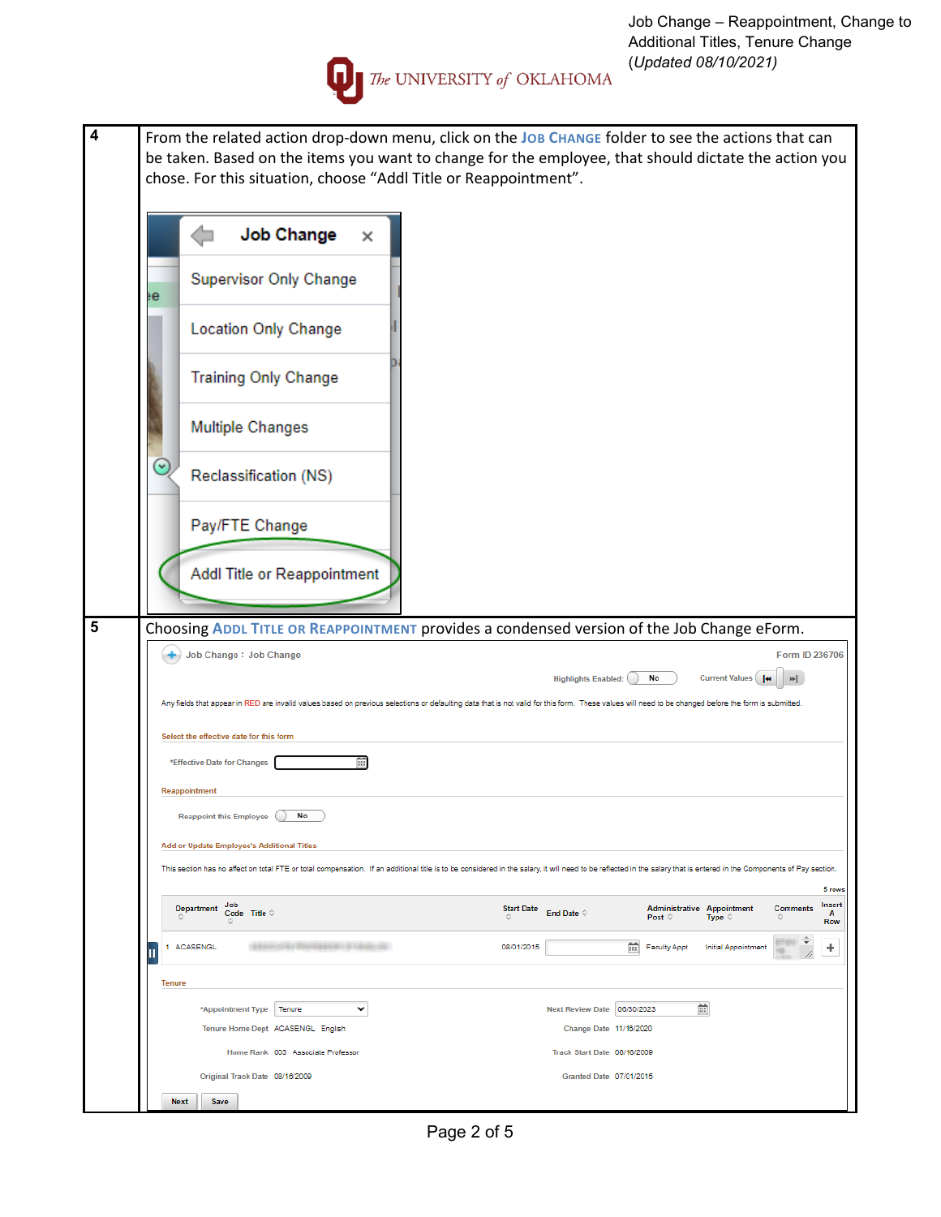| Step | Instructions |
| --- | --- |
| 4 | From the related action drop-down menu, click on the **Job Change** folder to see the actions that can be taken. Based on the items you want to change for the employee, that should dictate the action you chose. For this situation, choose "Addl Title or Reappointment". |
| 5 | Choosing **Addl Title or Reappointment** provides a condensed version of the Job Change eForm. |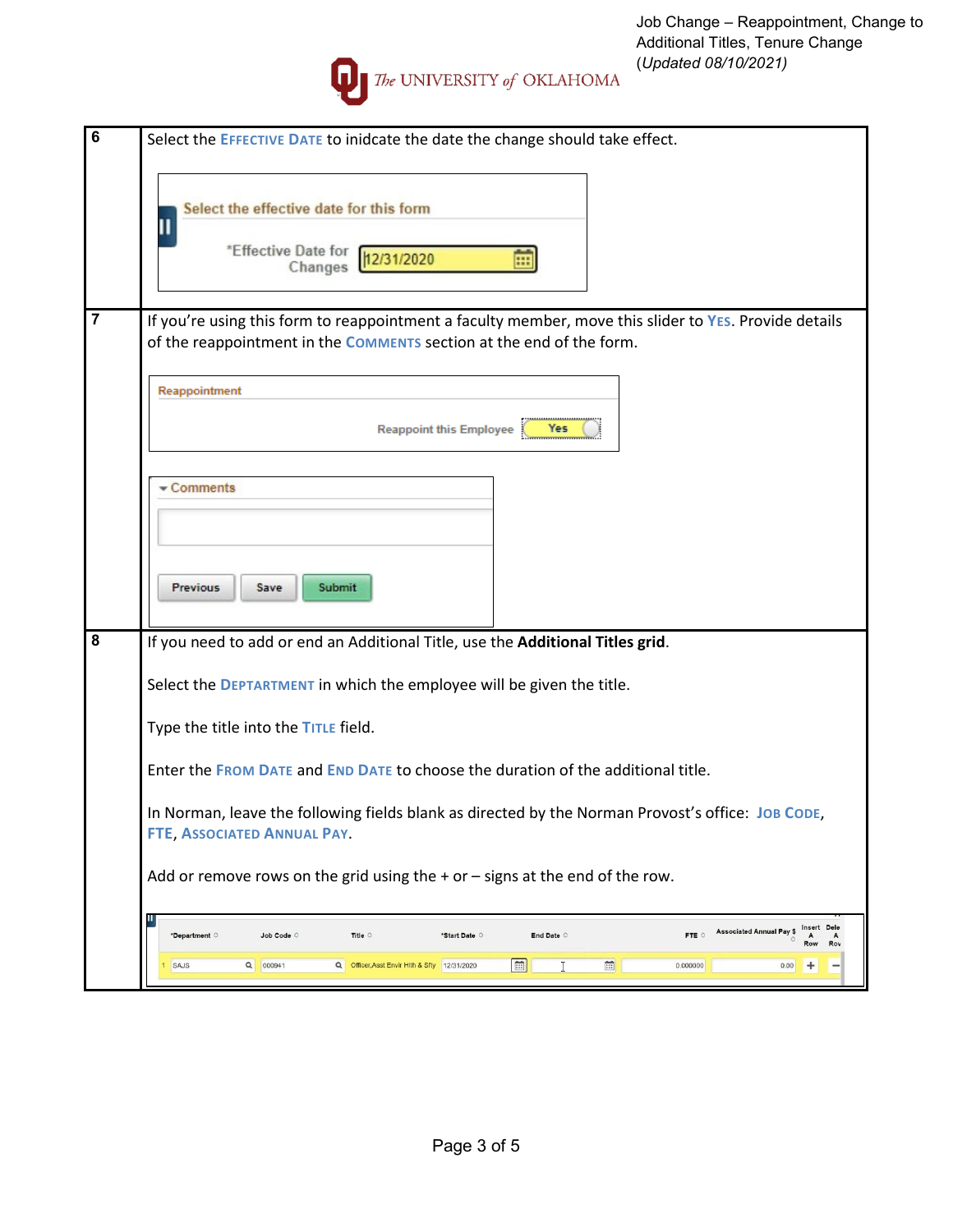| | |
|---|---|
| 6 | Select the **Effective Date** to inidcate the date the change should take effect.<br><br>Select the effective date for this form<br>*Effective Date for Changes: 12/31/2020 |
| 7 | If you're using this form to reappointment a faculty member, move this slider to **Yes**. Provide details of the reappointment in the **Comments** section at the end of the form.<br><br>Reappointment<br>Reappoint this Employee: Yes<br><br>Comments<br>Previous · Save · Submit |
| 8 | If you need to add or end an Additional Title, use the **Additional Titles grid**.<br><br>Select the **Deptartment** in which the employee will be given the title.<br><br>Type the title into the **Title** field.<br><br>Enter the **From Date** and **End Date** to choose the duration of the additional title.<br><br>In Norman, leave the following fields blank as directed by the Norman Provost's office: **Job Code**, **FTE**, **Associated Annual Pay**.<br><br>Add or remove rows on the grid using the + or – signs at the end of the row. |

| | *Department | Job Code | Title | *Start Date | End Date | FTE | Associated Annual Pay $ | Insert A Row | Delete A Row |
|---|---|---|---|---|---|---|---|---|---|
| 1 | SAJS | 000941 | Officer,Asst Envir Hlth & Sfty | 12/31/2020 | | 0.000000 | 0.00 | + | – |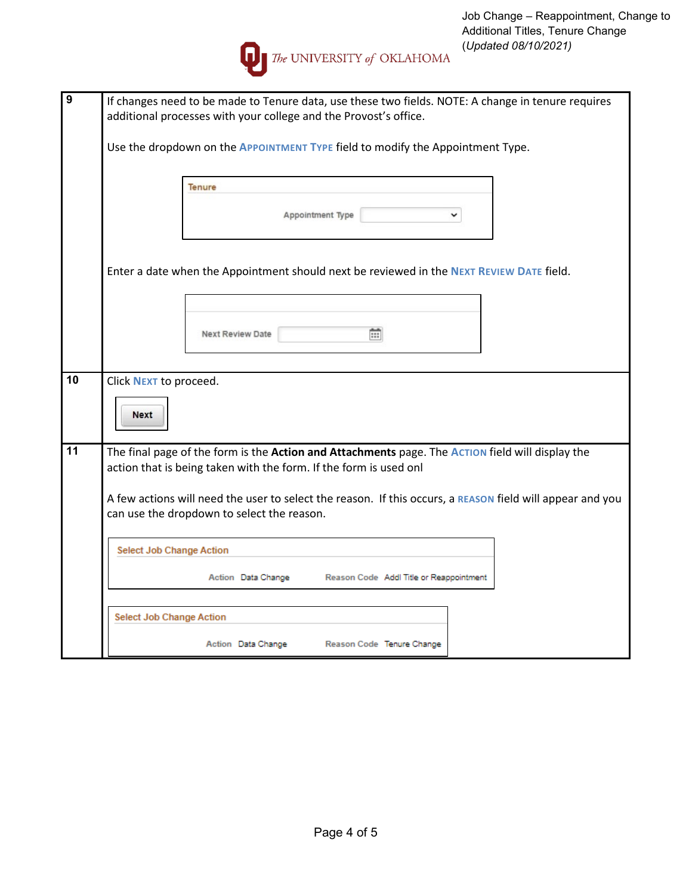| | |
|---|---|
| 9 | If changes need to be made to Tenure data, use these two fields. NOTE: A change in tenure requires additional processes with your college and the Provost's office.<br><br>Use the dropdown on the **Appointment Type** field to modify the Appointment Type.<br><br>Tenure<br>Appointment Type [ ]<br><br>Enter a date when the Appointment should next be reviewed in the **Next Review Date** field.<br><br>Next Review Date [ ] |
| 10 | Click **Next** to proceed.<br><br>Next |
| 11 | The final page of the form is the **Action and Attachments** page. The **Action** field will display the action that is being taken with the form. If the form is used onl<br><br>A few actions will need the user to select the reason. If this occurs, a **Reason** field will appear and you can use the dropdown to select the reason.<br><br>Select Job Change Action<br>Action Data Change Reason Code Addl Title or Reappointment<br><br>Select Job Change Action<br>Action Data Change Reason Code Tenure Change |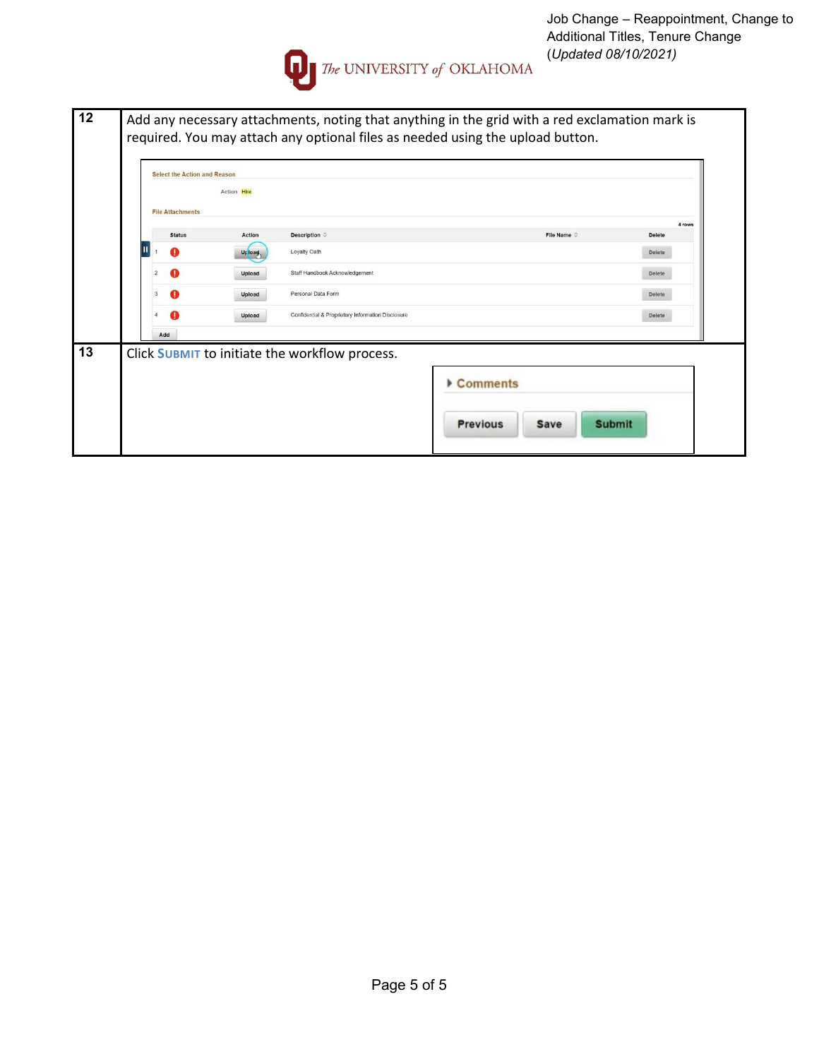| | |
|---|---|
| 12 | Add any necessary attachments, noting that anything in the grid with a red exclamation mark is required. You may attach any optional files as needed using the upload button. |
| 13 | Click **SUBMIT** to initiate the workflow process. |